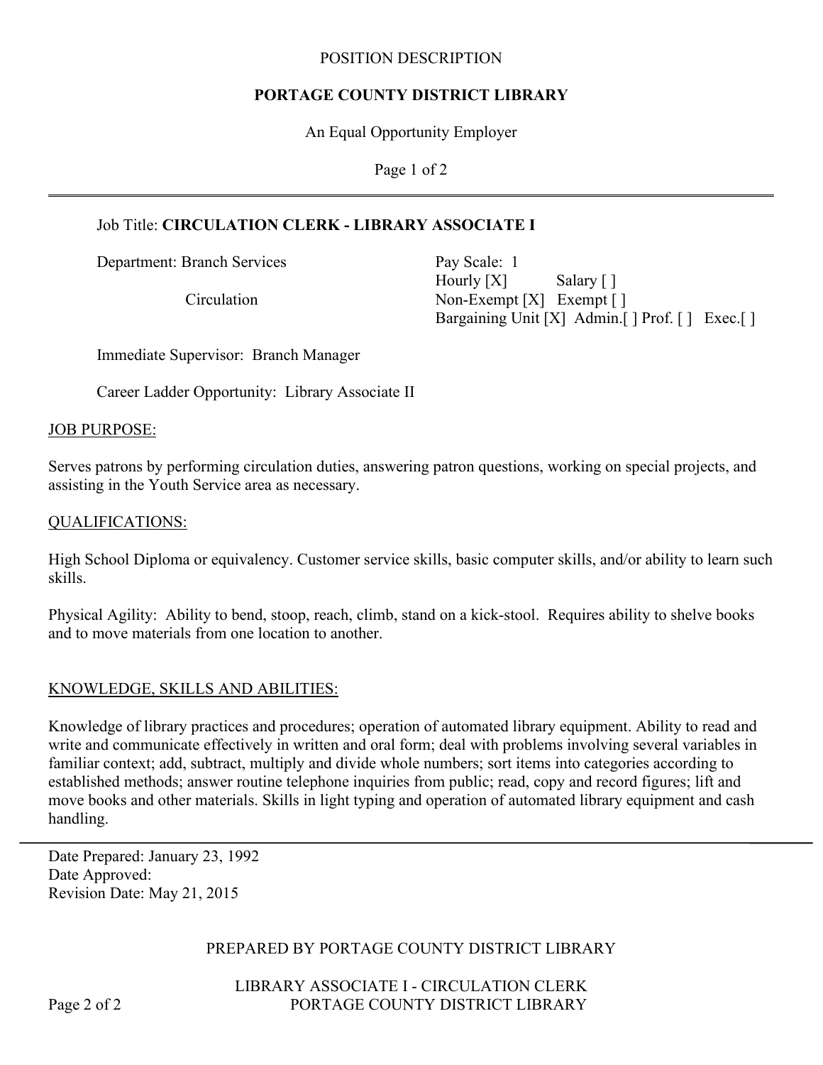POSITION DESCRIPTION

**PORTAGE COUNTY DISTRICT LIBRARY**

An Equal Opportunity Employer

---

Job Title: **CIRCULATION CLERK - LIBRARY ASSOCIATE I**

Department: Branch Services
Circulation

Pay Scale: 1
Hourly [X] Salary [ ]
Non-Exempt [X] Exempt [ ]
Bargaining Unit [X] Admin.[ ] Prof. [ ] Exec.[ ]

Immediate Supervisor: Branch Manager

Career Ladder Opportunity: Library Associate II

## JOB PURPOSE:

Serves patrons by performing circulation duties, answering patron questions, working on special projects, and assisting in the Youth Service area as necessary.

## QUALIFICATIONS:

High School Diploma or equivalency. Customer service skills, basic computer skills, and/or ability to learn such skills.

Physical Agility: Ability to bend, stoop, reach, climb, stand on a kick-stool. Requires ability to shelve books and to move materials from one location to another.

## KNOWLEDGE, SKILLS AND ABILITIES:

Knowledge of library practices and procedures; operation of automated library equipment. Ability to read and write and communicate effectively in written and oral form; deal with problems involving several variables in familiar context; add, subtract, multiply and divide whole numbers; sort items into categories according to established methods; answer routine telephone inquiries from public; read, copy and record figures; lift and move books and other materials. Skills in light typing and operation of automated library equipment and cash handling.

---

Date Prepared: January 23, 1992
Date Approved:
Revision Date: May 21, 2015

PREPARED BY PORTAGE COUNTY DISTRICT LIBRARY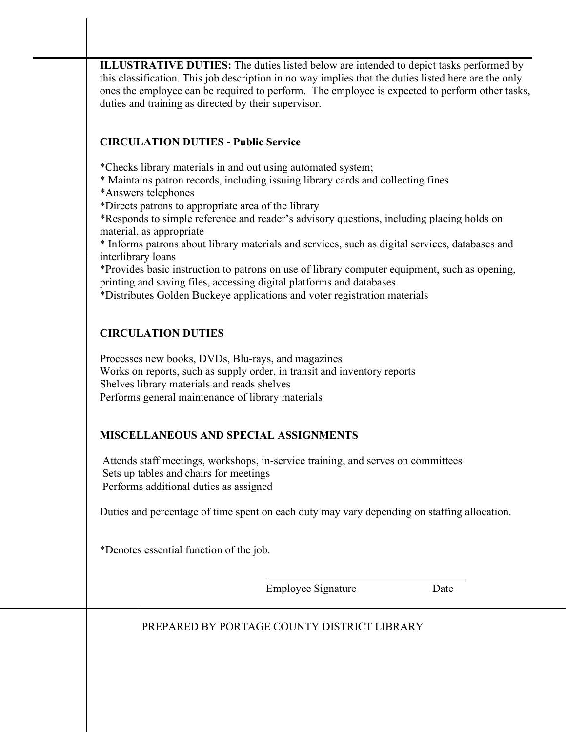**ILLUSTRATIVE DUTIES:** The duties listed below are intended to depict tasks performed by this classification. This job description in no way implies that the duties listed here are the only ones the employee can be required to perform. The employee is expected to perform other tasks, duties and training as directed by their supervisor.

**CIRCULATION DUTIES - Public Service**

*Checks library materials in and out using automated system;
* Maintains patron records, including issuing library cards and collecting fines
*Answers telephones
*Directs patrons to appropriate area of the library
*Responds to simple reference and reader's advisory questions, including placing holds on material, as appropriate
* Informs patrons about library materials and services, such as digital services, databases and interlibrary loans
*Provides basic instruction to patrons on use of library computer equipment, such as opening, printing and saving files, accessing digital platforms and databases
*Distributes Golden Buckeye applications and voter registration materials

**CIRCULATION DUTIES**

Processes new books, DVDs, Blu-rays, and magazines
Works on reports, such as supply order, in transit and inventory reports
Shelves library materials and reads shelves
Performs general maintenance of library materials

**MISCELLANEOUS AND SPECIAL ASSIGNMENTS**

Attends staff meetings, workshops, in-service training, and serves on committees
Sets up tables and chairs for meetings
Performs additional duties as assigned

Duties and percentage of time spent on each duty may vary depending on staffing allocation.

*Denotes essential function of the job.

Employee Signature Date

PREPARED BY PORTAGE COUNTY DISTRICT LIBRARY